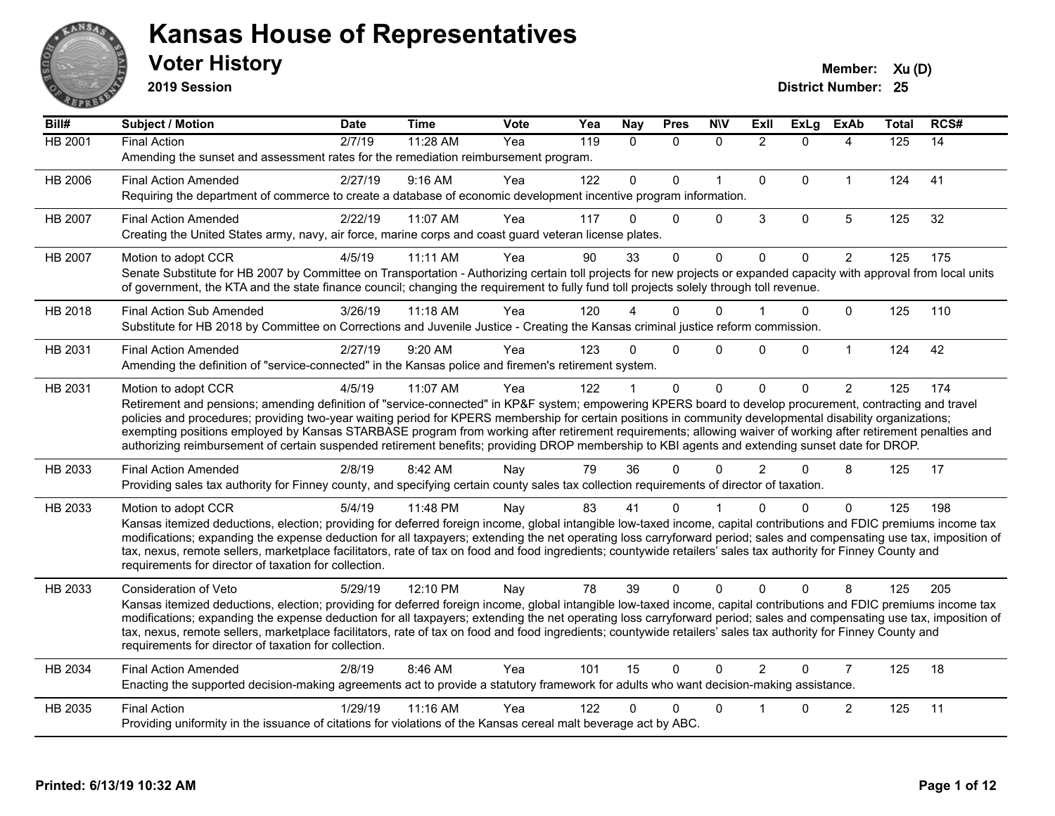# Kansas House of Representatives

## Voter History

**2019 Session**

**Member:** Xu (D)
**District Number:** 25

| Bill# | Subject / Motion | Date | Time | Vote | Yea | Nay | Pres | N\V | ExII | ExLg | ExAb | Total | RCS# |
|---|---|---|---|---|---|---|---|---|---|---|---|---|---|
| HB 2001 | Final Action | 2/7/19 | 11:28 AM | Yea | 119 | 0 | 0 | 0 | 2 | 0 | 4 | 125 | 14 |
| | Amending the sunset and assessment rates for the remediation reimbursement program. | | | | | | | | | | | | |
| HB 2006 | Final Action Amended | 2/27/19 | 9:16 AM | Yea | 122 | 0 | 0 | 1 | 0 | 0 | 1 | 124 | 41 |
| | Requiring the department of commerce to create a database of economic development incentive program information. | | | | | | | | | | | | |
| HB 2007 | Final Action Amended | 2/22/19 | 11:07 AM | Yea | 117 | 0 | 0 | 0 | 3 | 0 | 5 | 125 | 32 |
| | Creating the United States army, navy, air force, marine corps and coast guard veteran license plates. | | | | | | | | | | | | |
| HB 2007 | Motion to adopt CCR | 4/5/19 | 11:11 AM | Yea | 90 | 33 | 0 | 0 | 0 | 0 | 2 | 125 | 175 |
| | Senate Substitute for HB 2007 by Committee on Transportation - Authorizing certain toll projects for new projects or expanded capacity with approval from local units of government, the KTA and the state finance council; changing the requirement to fully fund toll projects solely through toll revenue. | | | | | | | | | | | | |
| HB 2018 | Final Action Sub Amended | 3/26/19 | 11:18 AM | Yea | 120 | 4 | 0 | 0 | 1 | 0 | 0 | 125 | 110 |
| | Substitute for HB 2018 by Committee on Corrections and Juvenile Justice - Creating the Kansas criminal justice reform commission. | | | | | | | | | | | | |
| HB 2031 | Final Action Amended | 2/27/19 | 9:20 AM | Yea | 123 | 0 | 0 | 0 | 0 | 0 | 1 | 124 | 42 |
| | Amending the definition of "service-connected" in the Kansas police and firemen's retirement system. | | | | | | | | | | | | |
| HB 2031 | Motion to adopt CCR | 4/5/19 | 11:07 AM | Yea | 122 | 1 | 0 | 0 | 0 | 0 | 2 | 125 | 174 |
| | Retirement and pensions; amending definition of "service-connected" in KP&F system; empowering KPERS board to develop procurement, contracting and travel policies and procedures; providing two-year waiting period for KPERS membership for certain positions in community developmental disability organizations; exempting positions employed by Kansas STARBASE program from working after retirement requirements; allowing waiver of working after retirement penalties and authorizing reimbursement of certain suspended retirement benefits; providing DROP membership to KBI agents and extending sunset date for DROP. | | | | | | | | | | | | |
| HB 2033 | Final Action Amended | 2/8/19 | 8:42 AM | Nay | 79 | 36 | 0 | 0 | 2 | 0 | 8 | 125 | 17 |
| | Providing sales tax authority for Finney county, and specifying certain county sales tax collection requirements of director of taxation. | | | | | | | | | | | | |
| HB 2033 | Motion to adopt CCR | 5/4/19 | 11:48 PM | Nay | 83 | 41 | 0 | 1 | 0 | 0 | 0 | 125 | 198 |
| | Kansas itemized deductions, election; providing for deferred foreign income, global intangible low-taxed income, capital contributions and FDIC premiums income tax modifications; expanding the expense deduction for all taxpayers; extending the net operating loss carryforward period; sales and compensating use tax, imposition of tax, nexus, remote sellers, marketplace facilitators, rate of tax on food and food ingredients; countywide retailers' sales tax authority for Finney County and requirements for director of taxation for collection. | | | | | | | | | | | | |
| HB 2033 | Consideration of Veto | 5/29/19 | 12:10 PM | Nay | 78 | 39 | 0 | 0 | 0 | 0 | 8 | 125 | 205 |
| | Kansas itemized deductions, election; providing for deferred foreign income, global intangible low-taxed income, capital contributions and FDIC premiums income tax modifications; expanding the expense deduction for all taxpayers; extending the net operating loss carryforward period; sales and compensating use tax, imposition of tax, nexus, remote sellers, marketplace facilitators, rate of tax on food and food ingredients; countywide retailers' sales tax authority for Finney County and requirements for director of taxation for collection. | | | | | | | | | | | | |
| HB 2034 | Final Action Amended | 2/8/19 | 8:46 AM | Yea | 101 | 15 | 0 | 0 | 2 | 0 | 7 | 125 | 18 |
| | Enacting the supported decision-making agreements act to provide a statutory framework for adults who want decision-making assistance. | | | | | | | | | | | | |
| HB 2035 | Final Action | 1/29/19 | 11:16 AM | Yea | 122 | 0 | 0 | 0 | 1 | 0 | 2 | 125 | 11 |
| | Providing uniformity in the issuance of citations for violations of the Kansas cereal malt beverage act by ABC. | | | | | | | | | | | | |

Printed: 6/13/19 10:32 AM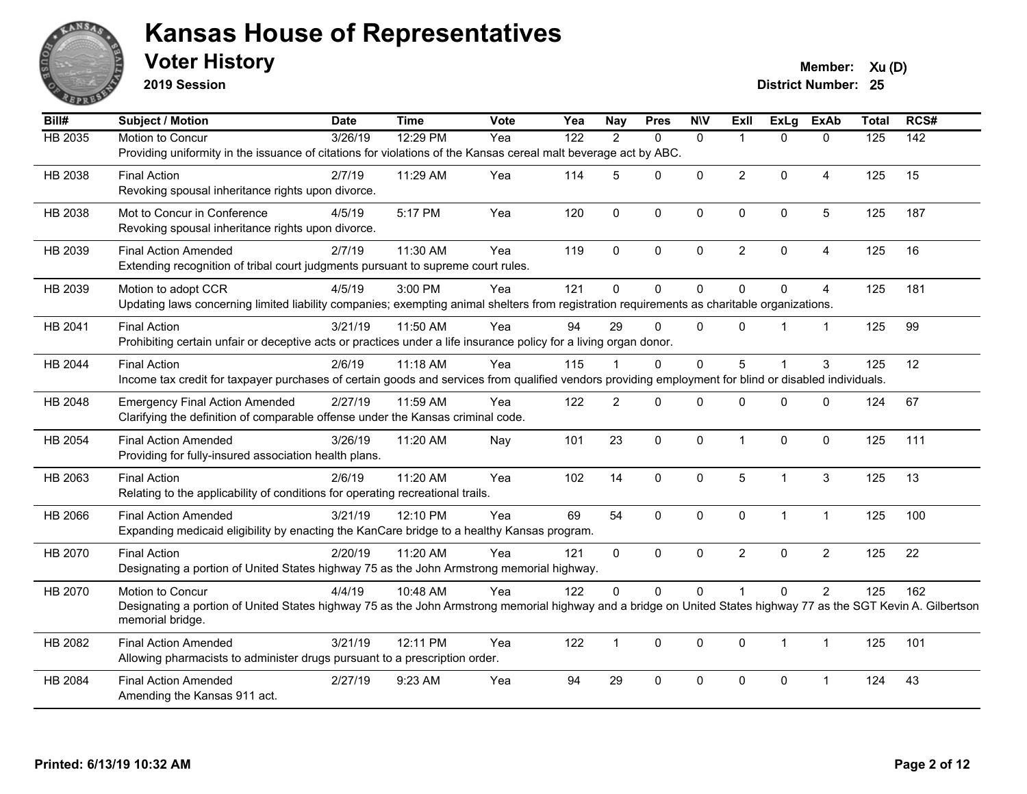# Kansas House of Representatives

## Voter History

**2019 Session**

**Member:** Xu (D)
**District Number:** 25

| Bill# | Subject / Motion | Date | Time | Vote | Yea | Nay | Pres | N\V | ExIl | ExLg | ExAb | Total | RCS# |
|---|---|---|---|---|---|---|---|---|---|---|---|---|---|
| HB 2035 | Motion to Concur<br>Providing uniformity in the issuance of citations for violations of the Kansas cereal malt beverage act by ABC. | 3/26/19 | 12:29 PM | Yea | 122 | 2 | 0 | 0 | 1 | 0 | 0 | 125 | 142 |
| HB 2038 | Final Action<br>Revoking spousal inheritance rights upon divorce. | 2/7/19 | 11:29 AM | Yea | 114 | 5 | 0 | 0 | 2 | 0 | 4 | 125 | 15 |
| HB 2038 | Mot to Concur in Conference<br>Revoking spousal inheritance rights upon divorce. | 4/5/19 | 5:17 PM | Yea | 120 | 0 | 0 | 0 | 0 | 0 | 5 | 125 | 187 |
| HB 2039 | Final Action Amended<br>Extending recognition of tribal court judgments pursuant to supreme court rules. | 2/7/19 | 11:30 AM | Yea | 119 | 0 | 0 | 0 | 2 | 0 | 4 | 125 | 16 |
| HB 2039 | Motion to adopt CCR<br>Updating laws concerning limited liability companies; exempting animal shelters from registration requirements as charitable organizations. | 4/5/19 | 3:00 PM | Yea | 121 | 0 | 0 | 0 | 0 | 0 | 4 | 125 | 181 |
| HB 2041 | Final Action<br>Prohibiting certain unfair or deceptive acts or practices under a life insurance policy for a living organ donor. | 3/21/19 | 11:50 AM | Yea | 94 | 29 | 0 | 0 | 0 | 1 | 1 | 125 | 99 |
| HB 2044 | Final Action<br>Income tax credit for taxpayer purchases of certain goods and services from qualified vendors providing employment for blind or disabled individuals. | 2/6/19 | 11:18 AM | Yea | 115 | 1 | 0 | 0 | 5 | 1 | 3 | 125 | 12 |
| HB 2048 | Emergency Final Action Amended<br>Clarifying the definition of comparable offense under the Kansas criminal code. | 2/27/19 | 11:59 AM | Yea | 122 | 2 | 0 | 0 | 0 | 0 | 0 | 124 | 67 |
| HB 2054 | Final Action Amended<br>Providing for fully-insured association health plans. | 3/26/19 | 11:20 AM | Nay | 101 | 23 | 0 | 0 | 1 | 0 | 0 | 125 | 111 |
| HB 2063 | Final Action<br>Relating to the applicability of conditions for operating recreational trails. | 2/6/19 | 11:20 AM | Yea | 102 | 14 | 0 | 0 | 5 | 1 | 3 | 125 | 13 |
| HB 2066 | Final Action Amended<br>Expanding medicaid eligibility by enacting the KanCare bridge to a healthy Kansas program. | 3/21/19 | 12:10 PM | Yea | 69 | 54 | 0 | 0 | 0 | 1 | 1 | 125 | 100 |
| HB 2070 | Final Action<br>Designating a portion of United States highway 75 as the John Armstrong memorial highway. | 2/20/19 | 11:20 AM | Yea | 121 | 0 | 0 | 0 | 2 | 0 | 2 | 125 | 22 |
| HB 2070 | Motion to Concur<br>Designating a portion of United States highway 75 as the John Armstrong memorial highway and a bridge on United States highway 77 as the SGT Kevin A. Gilbertson memorial bridge. | 4/4/19 | 10:48 AM | Yea | 122 | 0 | 0 | 0 | 1 | 0 | 2 | 125 | 162 |
| HB 2082 | Final Action Amended<br>Allowing pharmacists to administer drugs pursuant to a prescription order. | 3/21/19 | 12:11 PM | Yea | 122 | 1 | 0 | 0 | 0 | 1 | 1 | 125 | 101 |
| HB 2084 | Final Action Amended<br>Amending the Kansas 911 act. | 2/27/19 | 9:23 AM | Yea | 94 | 29 | 0 | 0 | 0 | 0 | 1 | 124 | 43 |

Printed: 6/13/19 10:32 AM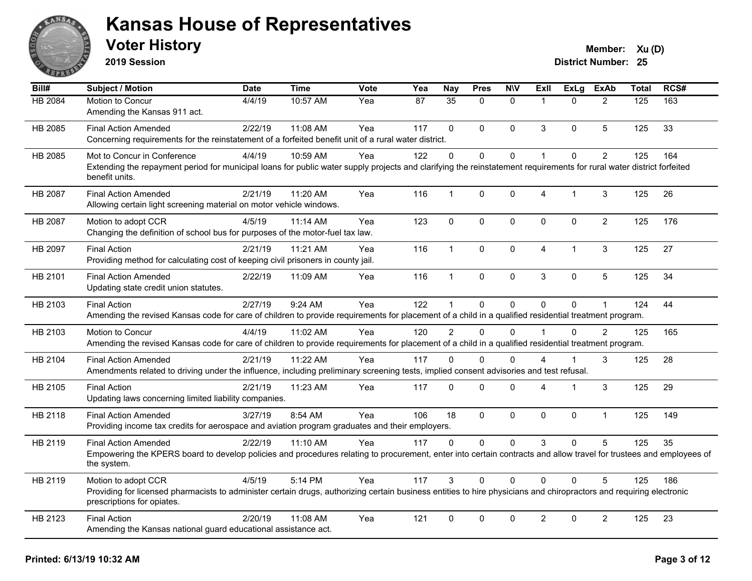# Kansas House of Representatives

## Voter History

**2019 Session**

**Member:** Xu (D)
**District Number:** 25

| Bill# | Subject / Motion | Date | Time | Vote | Yea | Nay | Pres | N\V | ExIl | ExLg | ExAb | Total | RCS# |
|---|---|---|---|---|---|---|---|---|---|---|---|---|---|
| HB 2084 | Motion to Concur<br>Amending the Kansas 911 act. | 4/4/19 | 10:57 AM | Yea | 87 | 35 | 0 | 0 | 1 | 0 | 2 | 125 | 163 |
| HB 2085 | Final Action Amended<br>Concerning requirements for the reinstatement of a forfeited benefit unit of a rural water district. | 2/22/19 | 11:08 AM | Yea | 117 | 0 | 0 | 0 | 3 | 0 | 5 | 125 | 33 |
| HB 2085 | Mot to Concur in Conference<br>Extending the repayment period for municipal loans for public water supply projects and clarifying the reinstatement requirements for rural water district forfeited benefit units. | 4/4/19 | 10:59 AM | Yea | 122 | 0 | 0 | 0 | 1 | 0 | 2 | 125 | 164 |
| HB 2087 | Final Action Amended<br>Allowing certain light screening material on motor vehicle windows. | 2/21/19 | 11:20 AM | Yea | 116 | 1 | 0 | 0 | 4 | 1 | 3 | 125 | 26 |
| HB 2087 | Motion to adopt CCR<br>Changing the definition of school bus for purposes of the motor-fuel tax law. | 4/5/19 | 11:14 AM | Yea | 123 | 0 | 0 | 0 | 0 | 0 | 2 | 125 | 176 |
| HB 2097 | Final Action<br>Providing method for calculating cost of keeping civil prisoners in county jail. | 2/21/19 | 11:21 AM | Yea | 116 | 1 | 0 | 0 | 4 | 1 | 3 | 125 | 27 |
| HB 2101 | Final Action Amended<br>Updating state credit union statutes. | 2/22/19 | 11:09 AM | Yea | 116 | 1 | 0 | 0 | 3 | 0 | 5 | 125 | 34 |
| HB 2103 | Final Action<br>Amending the revised Kansas code for care of children to provide requirements for placement of a child in a qualified residential treatment program. | 2/27/19 | 9:24 AM | Yea | 122 | 1 | 0 | 0 | 0 | 0 | 1 | 124 | 44 |
| HB 2103 | Motion to Concur<br>Amending the revised Kansas code for care of children to provide requirements for placement of a child in a qualified residential treatment program. | 4/4/19 | 11:02 AM | Yea | 120 | 2 | 0 | 0 | 1 | 0 | 2 | 125 | 165 |
| HB 2104 | Final Action Amended<br>Amendments related to driving under the influence, including preliminary screening tests, implied consent advisories and test refusal. | 2/21/19 | 11:22 AM | Yea | 117 | 0 | 0 | 0 | 4 | 1 | 3 | 125 | 28 |
| HB 2105 | Final Action<br>Updating laws concerning limited liability companies. | 2/21/19 | 11:23 AM | Yea | 117 | 0 | 0 | 0 | 4 | 1 | 3 | 125 | 29 |
| HB 2118 | Final Action Amended<br>Providing income tax credits for aerospace and aviation program graduates and their employers. | 3/27/19 | 8:54 AM | Yea | 106 | 18 | 0 | 0 | 0 | 0 | 1 | 125 | 149 |
| HB 2119 | Final Action Amended<br>Empowering the KPERS board to develop policies and procedures relating to procurement, enter into certain contracts and allow travel for trustees and employees of the system. | 2/22/19 | 11:10 AM | Yea | 117 | 0 | 0 | 0 | 3 | 0 | 5 | 125 | 35 |
| HB 2119 | Motion to adopt CCR<br>Providing for licensed pharmacists to administer certain drugs, authorizing certain business entities to hire physicians and chiropractors and requiring electronic prescriptions for opiates. | 4/5/19 | 5:14 PM | Yea | 117 | 3 | 0 | 0 | 0 | 0 | 5 | 125 | 186 |
| HB 2123 | Final Action<br>Amending the Kansas national guard educational assistance act. | 2/20/19 | 11:08 AM | Yea | 121 | 0 | 0 | 0 | 2 | 0 | 2 | 125 | 23 |

**Printed: 6/13/19 10:32 AM**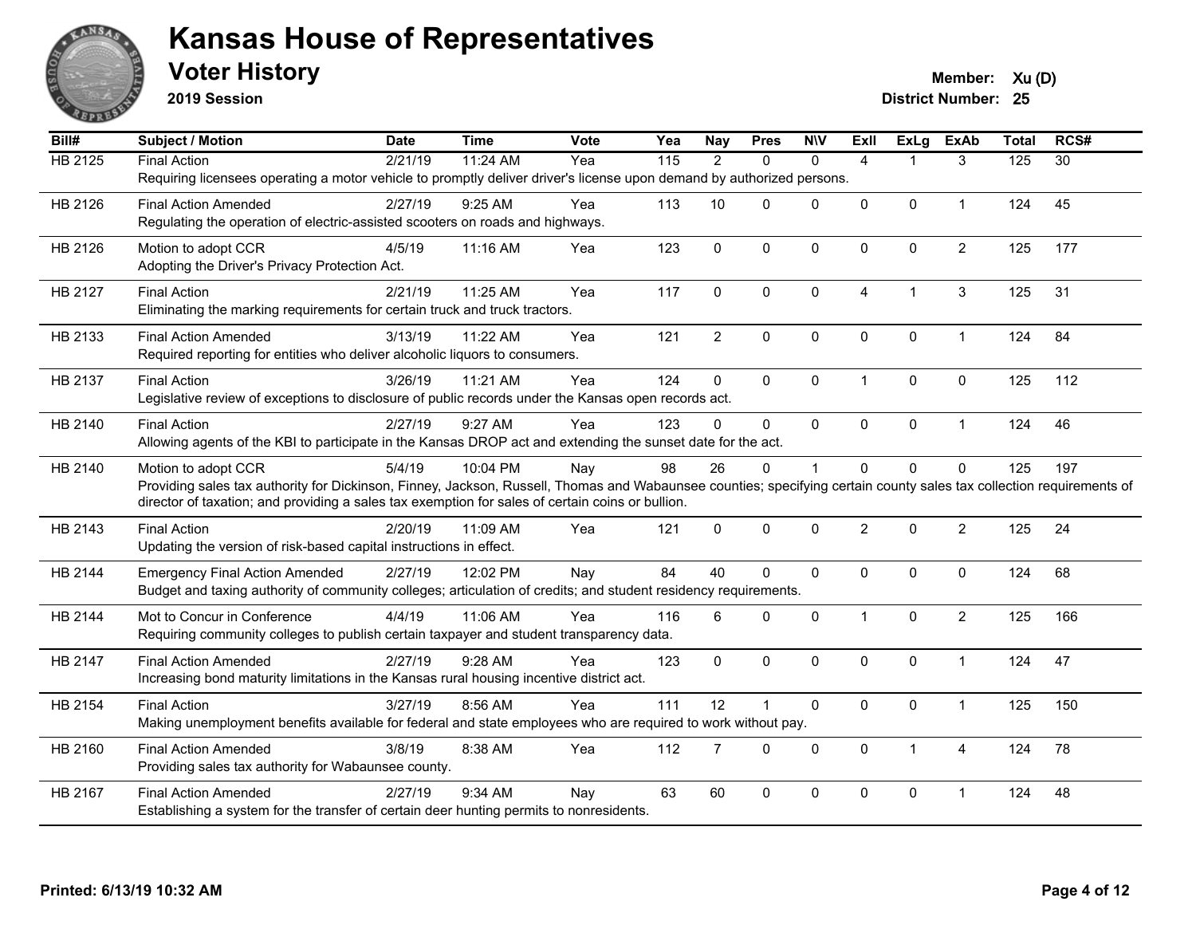# Kansas House of Representatives

## Voter History

**2019 Session**

**Member:** Xu (D)
**District Number:** 25

| Bill# | Subject / Motion | Date | Time | Vote | Yea | Nay | Pres | N\V | ExII | ExLg | ExAb | Total | RCS# |
|---|---|---|---|---|---|---|---|---|---|---|---|---|---|
| HB 2125 | Final Action | 2/21/19 | 11:24 AM | Yea | 115 | 2 | 0 | 0 | 4 | 1 | 3 | 125 | 30 |
| | Requiring licensees operating a motor vehicle to promptly deliver driver's license upon demand by authorized persons. | | | | | | | | | | | | |
| HB 2126 | Final Action Amended | 2/27/19 | 9:25 AM | Yea | 113 | 10 | 0 | 0 | 0 | 0 | 1 | 124 | 45 |
| | Regulating the operation of electric-assisted scooters on roads and highways. | | | | | | | | | | | | |
| HB 2126 | Motion to adopt CCR | 4/5/19 | 11:16 AM | Yea | 123 | 0 | 0 | 0 | 0 | 0 | 2 | 125 | 177 |
| | Adopting the Driver's Privacy Protection Act. | | | | | | | | | | | | |
| HB 2127 | Final Action | 2/21/19 | 11:25 AM | Yea | 117 | 0 | 0 | 0 | 4 | 1 | 3 | 125 | 31 |
| | Eliminating the marking requirements for certain truck and truck tractors. | | | | | | | | | | | | |
| HB 2133 | Final Action Amended | 3/13/19 | 11:22 AM | Yea | 121 | 2 | 0 | 0 | 0 | 0 | 1 | 124 | 84 |
| | Required reporting for entities who deliver alcoholic liquors to consumers. | | | | | | | | | | | | |
| HB 2137 | Final Action | 3/26/19 | 11:21 AM | Yea | 124 | 0 | 0 | 0 | 1 | 0 | 0 | 125 | 112 |
| | Legislative review of exceptions to disclosure of public records under the Kansas open records act. | | | | | | | | | | | | |
| HB 2140 | Final Action | 2/27/19 | 9:27 AM | Yea | 123 | 0 | 0 | 0 | 0 | 0 | 1 | 124 | 46 |
| | Allowing agents of the KBI to participate in the Kansas DROP act and extending the sunset date for the act. | | | | | | | | | | | | |
| HB 2140 | Motion to adopt CCR | 5/4/19 | 10:04 PM | Nay | 98 | 26 | 0 | 1 | 0 | 0 | 0 | 125 | 197 |
| | Providing sales tax authority for Dickinson, Finney, Jackson, Russell, Thomas and Wabaunsee counties; specifying certain county sales tax collection requirements of director of taxation; and providing a sales tax exemption for sales of certain coins or bullion. | | | | | | | | | | | | |
| HB 2143 | Final Action | 2/20/19 | 11:09 AM | Yea | 121 | 0 | 0 | 0 | 2 | 0 | 2 | 125 | 24 |
| | Updating the version of risk-based capital instructions in effect. | | | | | | | | | | | | |
| HB 2144 | Emergency Final Action Amended | 2/27/19 | 12:02 PM | Nay | 84 | 40 | 0 | 0 | 0 | 0 | 0 | 124 | 68 |
| | Budget and taxing authority of community colleges; articulation of credits; and student residency requirements. | | | | | | | | | | | | |
| HB 2144 | Mot to Concur in Conference | 4/4/19 | 11:06 AM | Yea | 116 | 6 | 0 | 0 | 1 | 0 | 2 | 125 | 166 |
| | Requiring community colleges to publish certain taxpayer and student transparency data. | | | | | | | | | | | | |
| HB 2147 | Final Action Amended | 2/27/19 | 9:28 AM | Yea | 123 | 0 | 0 | 0 | 0 | 0 | 1 | 124 | 47 |
| | Increasing bond maturity limitations in the Kansas rural housing incentive district act. | | | | | | | | | | | | |
| HB 2154 | Final Action | 3/27/19 | 8:56 AM | Yea | 111 | 12 | 1 | 0 | 0 | 0 | 1 | 125 | 150 |
| | Making unemployment benefits available for federal and state employees who are required to work without pay. | | | | | | | | | | | | |
| HB 2160 | Final Action Amended | 3/8/19 | 8:38 AM | Yea | 112 | 7 | 0 | 0 | 0 | 1 | 4 | 124 | 78 |
| | Providing sales tax authority for Wabaunsee county. | | | | | | | | | | | | |
| HB 2167 | Final Action Amended | 2/27/19 | 9:34 AM | Nay | 63 | 60 | 0 | 0 | 0 | 0 | 1 | 124 | 48 |
| | Establishing a system for the transfer of certain deer hunting permits to nonresidents. | | | | | | | | | | | | |

**Printed: 6/13/19 10:32 AM**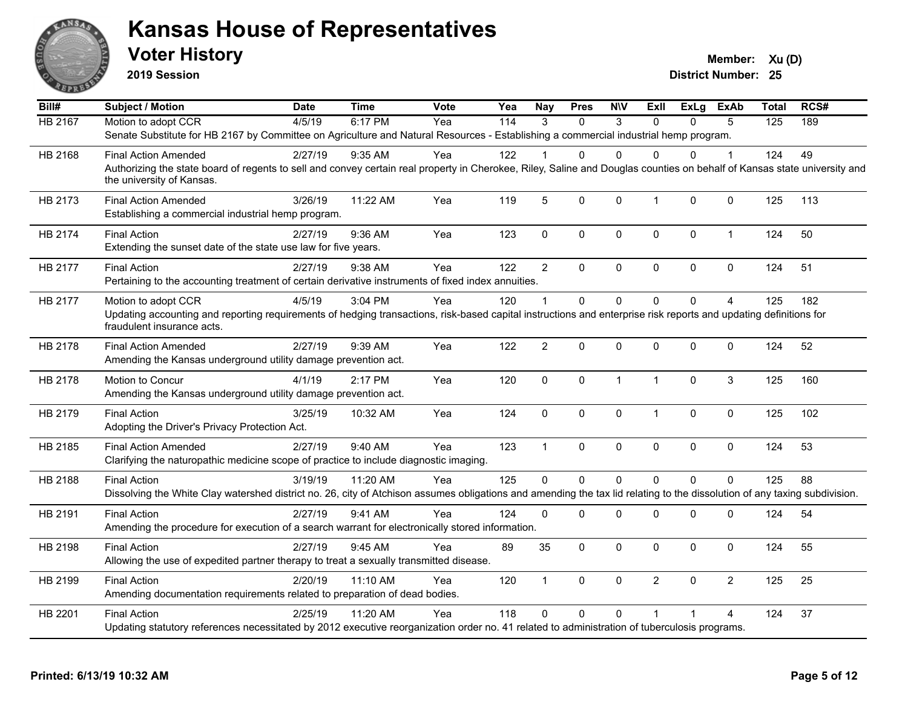# Kansas House of Representatives

## Voter History

**2019 Session**

**Member:** Xu (D)
**District Number:** 25

| Bill# | Subject / Motion | Date | Time | Vote | Yea | Nay | Pres | N\V | ExII | ExLg | ExAb | Total | RCS# |
|---|---|---|---|---|---|---|---|---|---|---|---|---|---|
| HB 2167 | Motion to adopt CCR | 4/5/19 | 6:17 PM | Yea | 114 | 3 | 0 | 3 | 0 | 0 | 5 | 125 | 189 |
| | Senate Substitute for HB 2167 by Committee on Agriculture and Natural Resources - Establishing a commercial industrial hemp program. | | | | | | | | | | | | |
| HB 2168 | Final Action Amended | 2/27/19 | 9:35 AM | Yea | 122 | 1 | 0 | 0 | 0 | 0 | 1 | 124 | 49 |
| | Authorizing the state board of regents to sell and convey certain real property in Cherokee, Riley, Saline and Douglas counties on behalf of Kansas state university and the university of Kansas. | | | | | | | | | | | | |
| HB 2173 | Final Action Amended | 3/26/19 | 11:22 AM | Yea | 119 | 5 | 0 | 0 | 1 | 0 | 0 | 125 | 113 |
| | Establishing a commercial industrial hemp program. | | | | | | | | | | | | |
| HB 2174 | Final Action | 2/27/19 | 9:36 AM | Yea | 123 | 0 | 0 | 0 | 0 | 0 | 1 | 124 | 50 |
| | Extending the sunset date of the state use law for five years. | | | | | | | | | | | | |
| HB 2177 | Final Action | 2/27/19 | 9:38 AM | Yea | 122 | 2 | 0 | 0 | 0 | 0 | 0 | 124 | 51 |
| | Pertaining to the accounting treatment of certain derivative instruments of fixed index annuities. | | | | | | | | | | | | |
| HB 2177 | Motion to adopt CCR | 4/5/19 | 3:04 PM | Yea | 120 | 1 | 0 | 0 | 0 | 0 | 4 | 125 | 182 |
| | Updating accounting and reporting requirements of hedging transactions, risk-based capital instructions and enterprise risk reports and updating definitions for fraudulent insurance acts. | | | | | | | | | | | | |
| HB 2178 | Final Action Amended | 2/27/19 | 9:39 AM | Yea | 122 | 2 | 0 | 0 | 0 | 0 | 0 | 124 | 52 |
| | Amending the Kansas underground utility damage prevention act. | | | | | | | | | | | | |
| HB 2178 | Motion to Concur | 4/1/19 | 2:17 PM | Yea | 120 | 0 | 0 | 1 | 1 | 0 | 3 | 125 | 160 |
| | Amending the Kansas underground utility damage prevention act. | | | | | | | | | | | | |
| HB 2179 | Final Action | 3/25/19 | 10:32 AM | Yea | 124 | 0 | 0 | 0 | 1 | 0 | 0 | 125 | 102 |
| | Adopting the Driver's Privacy Protection Act. | | | | | | | | | | | | |
| HB 2185 | Final Action Amended | 2/27/19 | 9:40 AM | Yea | 123 | 1 | 0 | 0 | 0 | 0 | 0 | 124 | 53 |
| | Clarifying the naturopathic medicine scope of practice to include diagnostic imaging. | | | | | | | | | | | | |
| HB 2188 | Final Action | 3/19/19 | 11:20 AM | Yea | 125 | 0 | 0 | 0 | 0 | 0 | 0 | 125 | 88 |
| | Dissolving the White Clay watershed district no. 26, city of Atchison assumes obligations and amending the tax lid relating to the dissolution of any taxing subdivision. | | | | | | | | | | | | |
| HB 2191 | Final Action | 2/27/19 | 9:41 AM | Yea | 124 | 0 | 0 | 0 | 0 | 0 | 0 | 124 | 54 |
| | Amending the procedure for execution of a search warrant for electronically stored information. | | | | | | | | | | | | |
| HB 2198 | Final Action | 2/27/19 | 9:45 AM | Yea | 89 | 35 | 0 | 0 | 0 | 0 | 0 | 124 | 55 |
| | Allowing the use of expedited partner therapy to treat a sexually transmitted disease. | | | | | | | | | | | | |
| HB 2199 | Final Action | 2/20/19 | 11:10 AM | Yea | 120 | 1 | 0 | 0 | 2 | 0 | 2 | 125 | 25 |
| | Amending documentation requirements related to preparation of dead bodies. | | | | | | | | | | | | |
| HB 2201 | Final Action | 2/25/19 | 11:20 AM | Yea | 118 | 0 | 0 | 0 | 1 | 1 | 4 | 124 | 37 |
| | Updating statutory references necessitated by 2012 executive reorganization order no. 41 related to administration of tuberculosis programs. | | | | | | | | | | | | |

Printed: 6/13/19 10:32 AM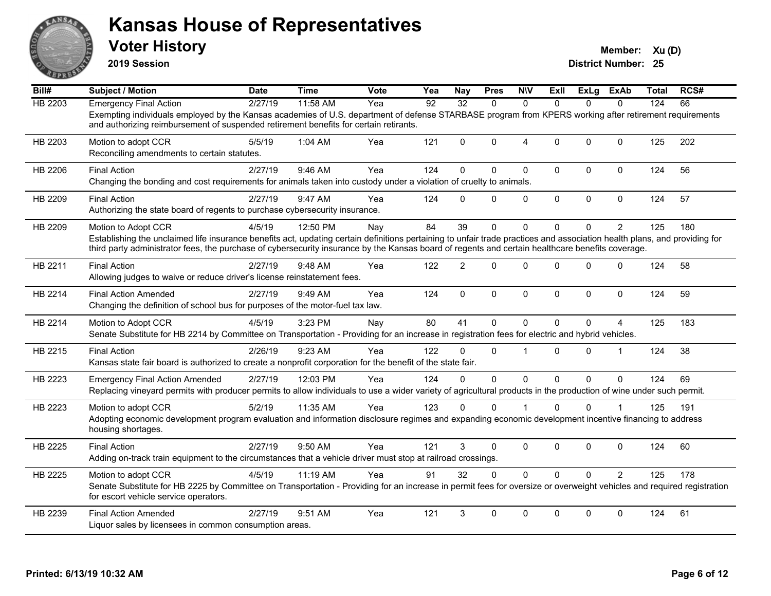# Kansas House of Representatives

## Voter History

**2019 Session**

**Member:** Xu (D)
**District Number:** 25

| Bill# | Subject / Motion | Date | Time | Vote | Yea | Nay | Pres | N\V | ExII | ExLg | ExAb | Total | RCS# |
|---|---|---|---|---|---|---|---|---|---|---|---|---|---|
| HB 2203 | Emergency Final Action | 2/27/19 | 11:58 AM | Yea | 92 | 32 | 0 | 0 | 0 | 0 | 0 | 124 | 66 |
| | Exempting individuals employed by the Kansas academies of U.S. department of defense STARBASE program from KPERS working after retirement requirements and authorizing reimbursement of suspended retirement benefits for certain retirants. | | | | | | | | | | | | |
| HB 2203 | Motion to adopt CCR | 5/5/19 | 1:04 AM | Yea | 121 | 0 | 0 | 4 | 0 | 0 | 0 | 125 | 202 |
| | Reconciling amendments to certain statutes. | | | | | | | | | | | | |
| HB 2206 | Final Action | 2/27/19 | 9:46 AM | Yea | 124 | 0 | 0 | 0 | 0 | 0 | 0 | 124 | 56 |
| | Changing the bonding and cost requirements for animals taken into custody under a violation of cruelty to animals. | | | | | | | | | | | | |
| HB 2209 | Final Action | 2/27/19 | 9:47 AM | Yea | 124 | 0 | 0 | 0 | 0 | 0 | 0 | 124 | 57 |
| | Authorizing the state board of regents to purchase cybersecurity insurance. | | | | | | | | | | | | |
| HB 2209 | Motion to Adopt CCR | 4/5/19 | 12:50 PM | Nay | 84 | 39 | 0 | 0 | 0 | 0 | 2 | 125 | 180 |
| | Establishing the unclaimed life insurance benefits act, updating certain definitions pertaining to unfair trade practices and association health plans, and providing for third party administrator fees, the purchase of cybersecurity insurance by the Kansas board of regents and certain healthcare benefits coverage. | | | | | | | | | | | | |
| HB 2211 | Final Action | 2/27/19 | 9:48 AM | Yea | 122 | 2 | 0 | 0 | 0 | 0 | 0 | 124 | 58 |
| | Allowing judges to waive or reduce driver's license reinstatement fees. | | | | | | | | | | | | |
| HB 2214 | Final Action Amended | 2/27/19 | 9:49 AM | Yea | 124 | 0 | 0 | 0 | 0 | 0 | 0 | 124 | 59 |
| | Changing the definition of school bus for purposes of the motor-fuel tax law. | | | | | | | | | | | | |
| HB 2214 | Motion to Adopt CCR | 4/5/19 | 3:23 PM | Nay | 80 | 41 | 0 | 0 | 0 | 0 | 4 | 125 | 183 |
| | Senate Substitute for HB 2214 by Committee on Transportation - Providing for an increase in registration fees for electric and hybrid vehicles. | | | | | | | | | | | | |
| HB 2215 | Final Action | 2/26/19 | 9:23 AM | Yea | 122 | 0 | 0 | 1 | 0 | 0 | 1 | 124 | 38 |
| | Kansas state fair board is authorized to create a nonprofit corporation for the benefit of the state fair. | | | | | | | | | | | | |
| HB 2223 | Emergency Final Action Amended | 2/27/19 | 12:03 PM | Yea | 124 | 0 | 0 | 0 | 0 | 0 | 0 | 124 | 69 |
| | Replacing vineyard permits with producer permits to allow individuals to use a wider variety of agricultural products in the production of wine under such permit. | | | | | | | | | | | | |
| HB 2223 | Motion to adopt CCR | 5/2/19 | 11:35 AM | Yea | 123 | 0 | 0 | 1 | 0 | 0 | 1 | 125 | 191 |
| | Adopting economic development program evaluation and information disclosure regimes and expanding economic development incentive financing to address housing shortages. | | | | | | | | | | | | |
| HB 2225 | Final Action | 2/27/19 | 9:50 AM | Yea | 121 | 3 | 0 | 0 | 0 | 0 | 0 | 124 | 60 |
| | Adding on-track train equipment to the circumstances that a vehicle driver must stop at railroad crossings. | | | | | | | | | | | | |
| HB 2225 | Motion to adopt CCR | 4/5/19 | 11:19 AM | Yea | 91 | 32 | 0 | 0 | 0 | 0 | 2 | 125 | 178 |
| | Senate Substitute for HB 2225 by Committee on Transportation - Providing for an increase in permit fees for oversize or overweight vehicles and required registration for escort vehicle service operators. | | | | | | | | | | | | |
| HB 2239 | Final Action Amended | 2/27/19 | 9:51 AM | Yea | 121 | 3 | 0 | 0 | 0 | 0 | 0 | 124 | 61 |
| | Liquor sales by licensees in common consumption areas. | | | | | | | | | | | | |

**Printed: 6/13/19 10:32 AM**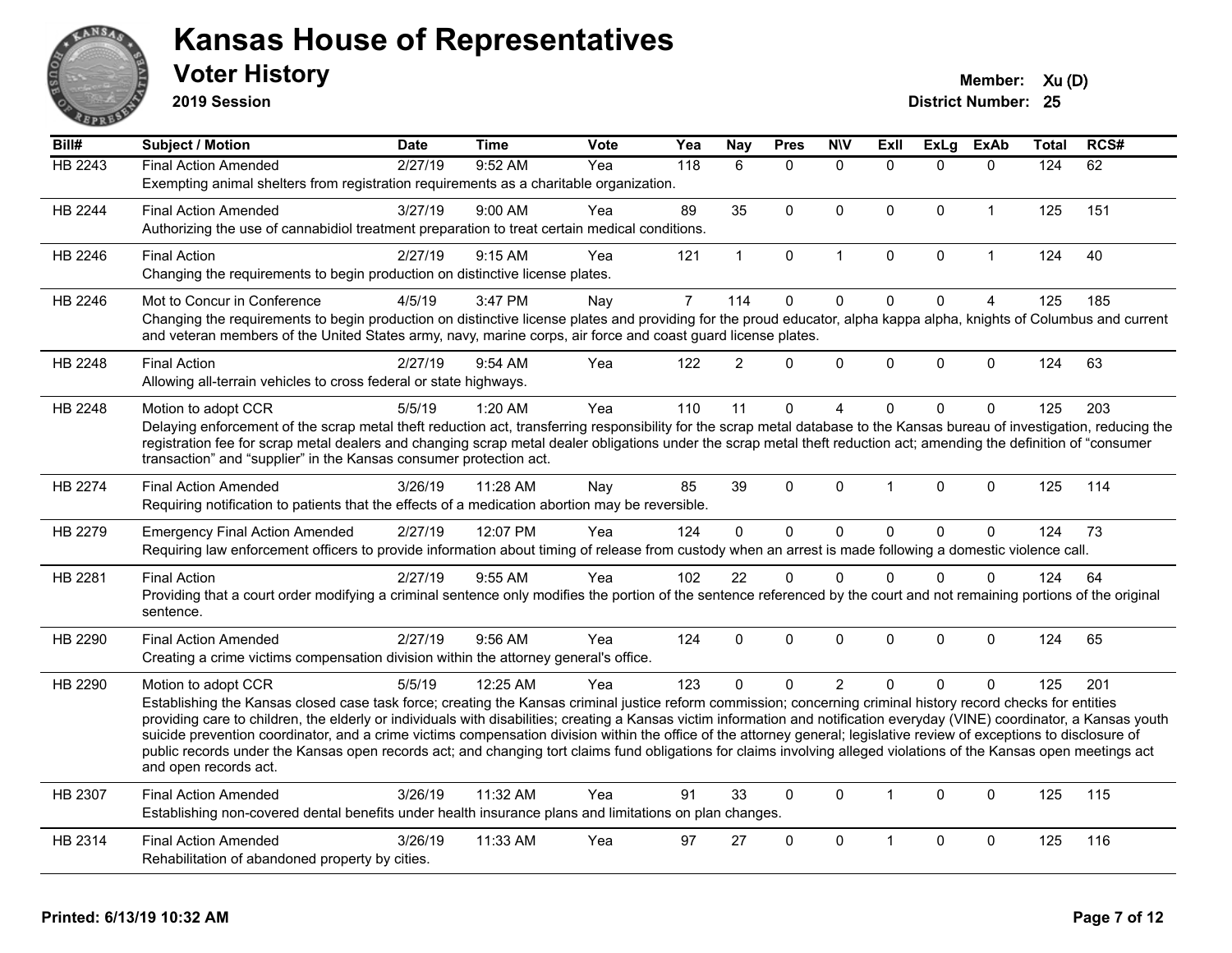# Kansas House of Representatives

## Voter History

**2019 Session**

**Member:** Xu (D)
**District Number:** 25

| Bill# | Subject / Motion | Date | Time | Vote | Yea | Nay | Pres | N\V | ExII | ExLg | ExAb | Total | RCS# |
|---|---|---|---|---|---|---|---|---|---|---|---|---|---|
| HB 2243 | Final Action Amended | 2/27/19 | 9:52 AM | Yea | 118 | 6 | 0 | 0 | 0 | 0 | 0 | 124 | 62 |
| | Exempting animal shelters from registration requirements as a charitable organization. | | | | | | | | | | | | |
| HB 2244 | Final Action Amended | 3/27/19 | 9:00 AM | Yea | 89 | 35 | 0 | 0 | 0 | 0 | 1 | 125 | 151 |
| | Authorizing the use of cannabidiol treatment preparation to treat certain medical conditions. | | | | | | | | | | | | |
| HB 2246 | Final Action | 2/27/19 | 9:15 AM | Yea | 121 | 1 | 0 | 1 | 0 | 0 | 1 | 124 | 40 |
| | Changing the requirements to begin production on distinctive license plates. | | | | | | | | | | | | |
| HB 2246 | Mot to Concur in Conference | 4/5/19 | 3:47 PM | Nay | 7 | 114 | 0 | 0 | 0 | 0 | 4 | 125 | 185 |
| | Changing the requirements to begin production on distinctive license plates and providing for the proud educator, alpha kappa alpha, knights of Columbus and current and veteran members of the United States army, navy, marine corps, air force and coast guard license plates. | | | | | | | | | | | | |
| HB 2248 | Final Action | 2/27/19 | 9:54 AM | Yea | 122 | 2 | 0 | 0 | 0 | 0 | 0 | 124 | 63 |
| | Allowing all-terrain vehicles to cross federal or state highways. | | | | | | | | | | | | |
| HB 2248 | Motion to adopt CCR | 5/5/19 | 1:20 AM | Yea | 110 | 11 | 0 | 4 | 0 | 0 | 0 | 125 | 203 |
| | Delaying enforcement of the scrap metal theft reduction act, transferring responsibility for the scrap metal database to the Kansas bureau of investigation, reducing the registration fee for scrap metal dealers and changing scrap metal dealer obligations under the scrap metal theft reduction act; amending the definition of "consumer transaction" and "supplier" in the Kansas consumer protection act. | | | | | | | | | | | | |
| HB 2274 | Final Action Amended | 3/26/19 | 11:28 AM | Nay | 85 | 39 | 0 | 0 | 1 | 0 | 0 | 125 | 114 |
| | Requiring notification to patients that the effects of a medication abortion may be reversible. | | | | | | | | | | | | |
| HB 2279 | Emergency Final Action Amended | 2/27/19 | 12:07 PM | Yea | 124 | 0 | 0 | 0 | 0 | 0 | 0 | 124 | 73 |
| | Requiring law enforcement officers to provide information about timing of release from custody when an arrest is made following a domestic violence call. | | | | | | | | | | | | |
| HB 2281 | Final Action | 2/27/19 | 9:55 AM | Yea | 102 | 22 | 0 | 0 | 0 | 0 | 0 | 124 | 64 |
| | Providing that a court order modifying a criminal sentence only modifies the portion of the sentence referenced by the court and not remaining portions of the original sentence. | | | | | | | | | | | | |
| HB 2290 | Final Action Amended | 2/27/19 | 9:56 AM | Yea | 124 | 0 | 0 | 0 | 0 | 0 | 0 | 124 | 65 |
| | Creating a crime victims compensation division within the attorney general's office. | | | | | | | | | | | | |
| HB 2290 | Motion to adopt CCR | 5/5/19 | 12:25 AM | Yea | 123 | 0 | 0 | 2 | 0 | 0 | 0 | 125 | 201 |
| | Establishing the Kansas closed case task force; creating the Kansas criminal justice reform commission; concerning criminal history record checks for entities providing care to children, the elderly or individuals with disabilities; creating a Kansas victim information and notification everyday (VINE) coordinator, a Kansas youth suicide prevention coordinator, and a crime victims compensation division within the office of the attorney general; legislative review of exceptions to disclosure of public records under the Kansas open records act; and changing tort claims fund obligations for claims involving alleged violations of the Kansas open meetings act and open records act. | | | | | | | | | | | | |
| HB 2307 | Final Action Amended | 3/26/19 | 11:32 AM | Yea | 91 | 33 | 0 | 0 | 1 | 0 | 0 | 125 | 115 |
| | Establishing non-covered dental benefits under health insurance plans and limitations on plan changes. | | | | | | | | | | | | |
| HB 2314 | Final Action Amended | 3/26/19 | 11:33 AM | Yea | 97 | 27 | 0 | 0 | 1 | 0 | 0 | 125 | 116 |
| | Rehabilitation of abandoned property by cities. | | | | | | | | | | | | |

Printed: 6/13/19 10:32 AM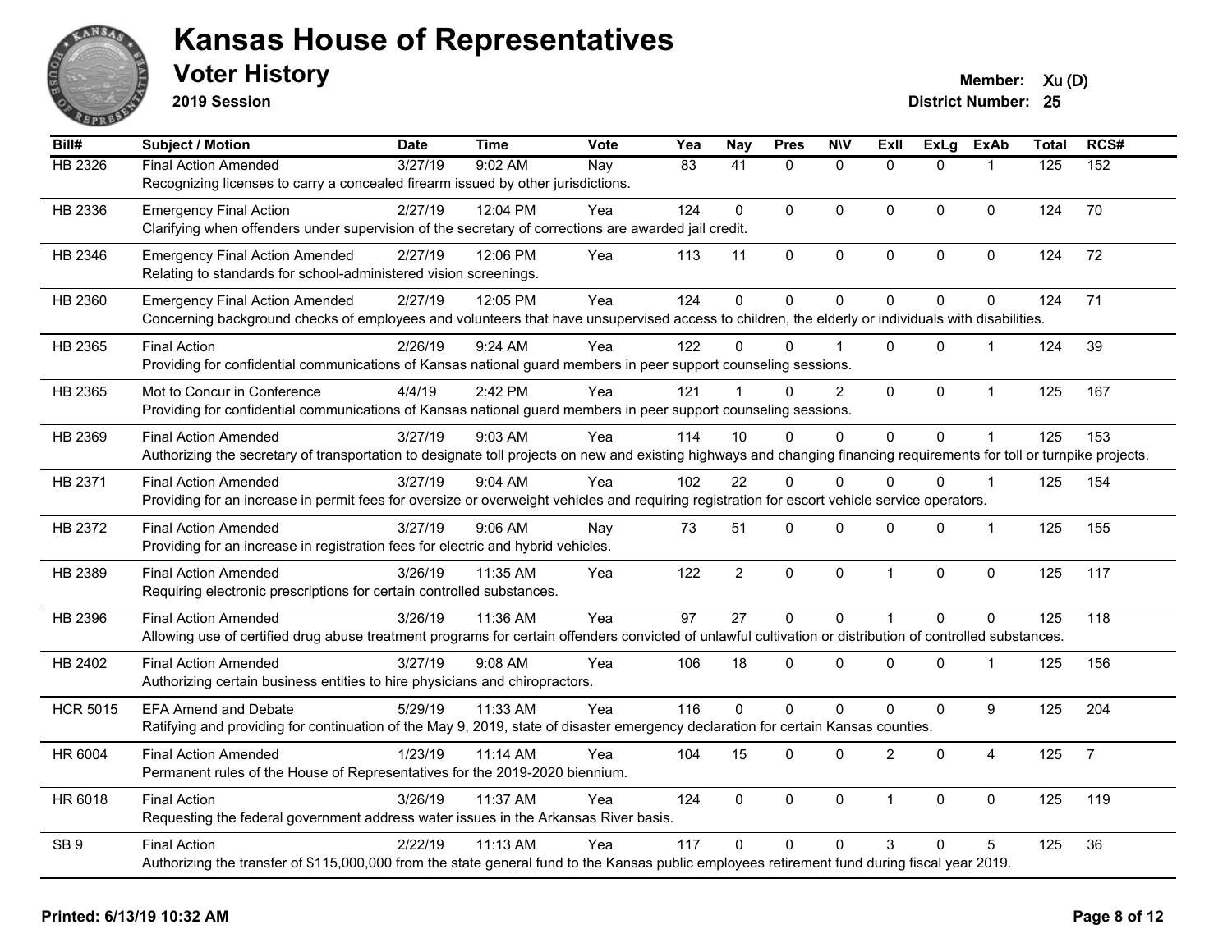# Kansas House of Representatives

## Voter History

**2019 Session**

**Member:** Xu (D)
**District Number:** 25

| Bill# | Subject / Motion | Date | Time | Vote | Yea | Nay | Pres | N\V | ExII | ExLg | ExAb | Total | RCS# |
|---|---|---|---|---|---|---|---|---|---|---|---|---|---|
| HB 2326 | Final Action Amended | 3/27/19 | 9:02 AM | Nay | 83 | 41 | 0 | 0 | 0 | 0 | 1 | 125 | 152 |
| | Recognizing licenses to carry a concealed firearm issued by other jurisdictions. | | | | | | | | | | | | |
| HB 2336 | Emergency Final Action | 2/27/19 | 12:04 PM | Yea | 124 | 0 | 0 | 0 | 0 | 0 | 0 | 124 | 70 |
| | Clarifying when offenders under supervision of the secretary of corrections are awarded jail credit. | | | | | | | | | | | | |
| HB 2346 | Emergency Final Action Amended | 2/27/19 | 12:06 PM | Yea | 113 | 11 | 0 | 0 | 0 | 0 | 0 | 124 | 72 |
| | Relating to standards for school-administered vision screenings. | | | | | | | | | | | | |
| HB 2360 | Emergency Final Action Amended | 2/27/19 | 12:05 PM | Yea | 124 | 0 | 0 | 0 | 0 | 0 | 0 | 124 | 71 |
| | Concerning background checks of employees and volunteers that have unsupervised access to children, the elderly or individuals with disabilities. | | | | | | | | | | | | |
| HB 2365 | Final Action | 2/26/19 | 9:24 AM | Yea | 122 | 0 | 0 | 1 | 0 | 0 | 1 | 124 | 39 |
| | Providing for confidential communications of Kansas national guard members in peer support counseling sessions. | | | | | | | | | | | | |
| HB 2365 | Mot to Concur in Conference | 4/4/19 | 2:42 PM | Yea | 121 | 1 | 0 | 2 | 0 | 0 | 1 | 125 | 167 |
| | Providing for confidential communications of Kansas national guard members in peer support counseling sessions. | | | | | | | | | | | | |
| HB 2369 | Final Action Amended | 3/27/19 | 9:03 AM | Yea | 114 | 10 | 0 | 0 | 0 | 0 | 1 | 125 | 153 |
| | Authorizing the secretary of transportation to designate toll projects on new and existing highways and changing financing requirements for toll or turnpike projects. | | | | | | | | | | | | |
| HB 2371 | Final Action Amended | 3/27/19 | 9:04 AM | Yea | 102 | 22 | 0 | 0 | 0 | 0 | 1 | 125 | 154 |
| | Providing for an increase in permit fees for oversize or overweight vehicles and requiring registration for escort vehicle service operators. | | | | | | | | | | | | |
| HB 2372 | Final Action Amended | 3/27/19 | 9:06 AM | Nay | 73 | 51 | 0 | 0 | 0 | 0 | 1 | 125 | 155 |
| | Providing for an increase in registration fees for electric and hybrid vehicles. | | | | | | | | | | | | |
| HB 2389 | Final Action Amended | 3/26/19 | 11:35 AM | Yea | 122 | 2 | 0 | 0 | 1 | 0 | 0 | 125 | 117 |
| | Requiring electronic prescriptions for certain controlled substances. | | | | | | | | | | | | |
| HB 2396 | Final Action Amended | 3/26/19 | 11:36 AM | Yea | 97 | 27 | 0 | 0 | 1 | 0 | 0 | 125 | 118 |
| | Allowing use of certified drug abuse treatment programs for certain offenders convicted of unlawful cultivation or distribution of controlled substances. | | | | | | | | | | | | |
| HB 2402 | Final Action Amended | 3/27/19 | 9:08 AM | Yea | 106 | 18 | 0 | 0 | 0 | 0 | 1 | 125 | 156 |
| | Authorizing certain business entities to hire physicians and chiropractors. | | | | | | | | | | | | |
| HCR 5015 | EFA Amend and Debate | 5/29/19 | 11:33 AM | Yea | 116 | 0 | 0 | 0 | 0 | 0 | 9 | 125 | 204 |
| | Ratifying and providing for continuation of the May 9, 2019, state of disaster emergency declaration for certain Kansas counties. | | | | | | | | | | | | |
| HR 6004 | Final Action Amended | 1/23/19 | 11:14 AM | Yea | 104 | 15 | 0 | 0 | 2 | 0 | 4 | 125 | 7 |
| | Permanent rules of the House of Representatives for the 2019-2020 biennium. | | | | | | | | | | | | |
| HR 6018 | Final Action | 3/26/19 | 11:37 AM | Yea | 124 | 0 | 0 | 0 | 1 | 0 | 0 | 125 | 119 |
| | Requesting the federal government address water issues in the Arkansas River basis. | | | | | | | | | | | | |
| SB 9 | Final Action | 2/22/19 | 11:13 AM | Yea | 117 | 0 | 0 | 0 | 3 | 0 | 5 | 125 | 36 |
| | Authorizing the transfer of $115,000,000 from the state general fund to the Kansas public employees retirement fund during fiscal year 2019. | | | | | | | | | | | | |

**Printed: 6/13/19 10:32 AM**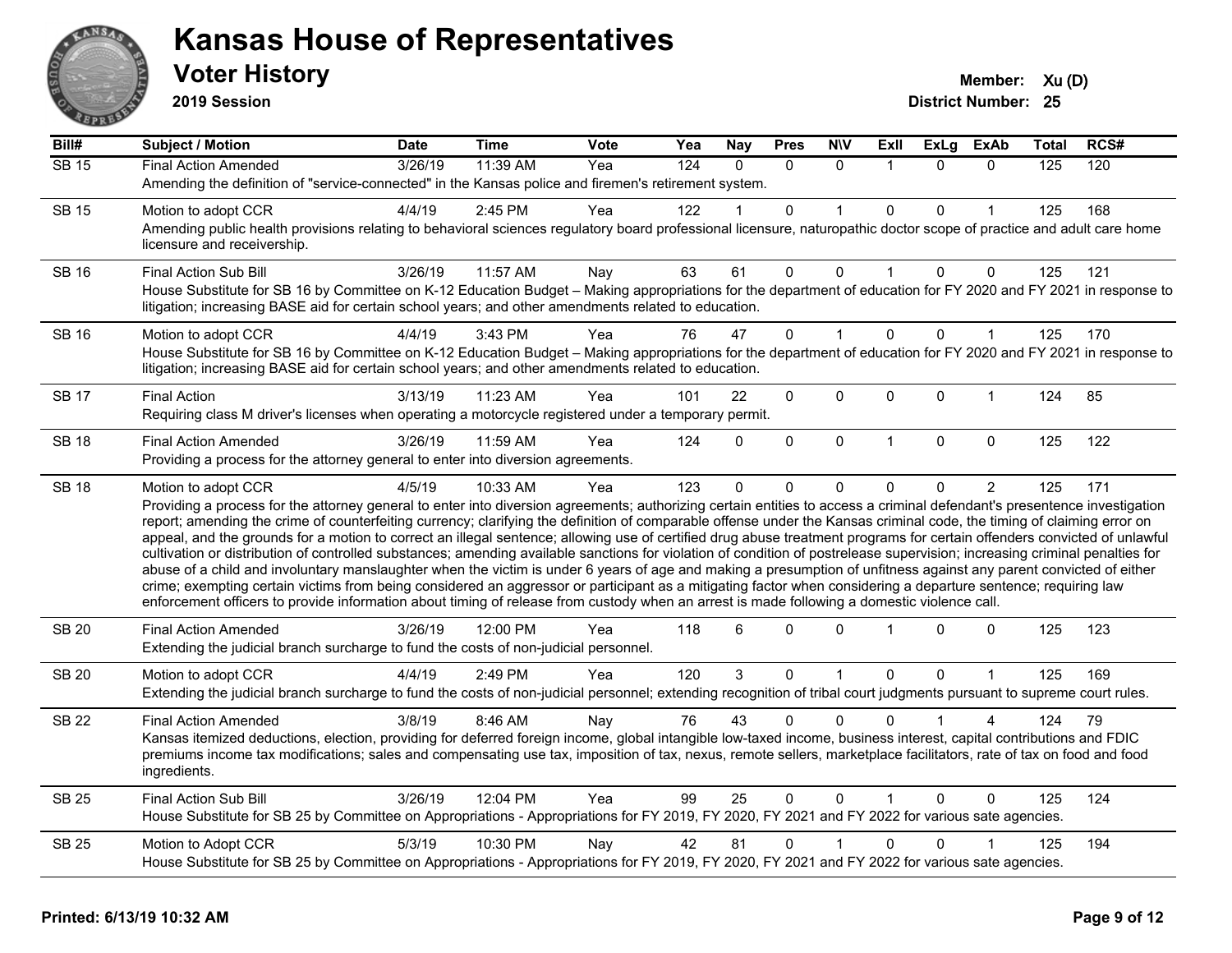# Kansas House of Representatives

## Voter History

**2019 Session**

**Member:** Xu (D)

**District Number:** 25

| Bill# | Subject / Motion | Date | Time | Vote | Yea | Nay | Pres | N\V | ExII | ExLg | ExAb | Total | RCS# |
|---|---|---|---|---|---|---|---|---|---|---|---|---|---|
| SB 15 | Final Action Amended | 3/26/19 | 11:39 AM | Yea | 124 | 0 | 0 | 0 | 1 | 0 | 0 | 125 | 120 |
| | Amending the definition of "service-connected" in the Kansas police and firemen's retirement system. | | | | | | | | | | | | |
| SB 15 | Motion to adopt CCR | 4/4/19 | 2:45 PM | Yea | 122 | 1 | 0 | 1 | 0 | 0 | 1 | 125 | 168 |
| | Amending public health provisions relating to behavioral sciences regulatory board professional licensure, naturopathic doctor scope of practice and adult care home licensure and receivership. | | | | | | | | | | | | |
| SB 16 | Final Action Sub Bill | 3/26/19 | 11:57 AM | Nay | 63 | 61 | 0 | 0 | 1 | 0 | 0 | 125 | 121 |
| | House Substitute for SB 16 by Committee on K-12 Education Budget – Making appropriations for the department of education for FY 2020 and FY 2021 in response to litigation; increasing BASE aid for certain school years; and other amendments related to education. | | | | | | | | | | | | |
| SB 16 | Motion to adopt CCR | 4/4/19 | 3:43 PM | Yea | 76 | 47 | 0 | 1 | 0 | 0 | 1 | 125 | 170 |
| | House Substitute for SB 16 by Committee on K-12 Education Budget – Making appropriations for the department of education for FY 2020 and FY 2021 in response to litigation; increasing BASE aid for certain school years; and other amendments related to education. | | | | | | | | | | | | |
| SB 17 | Final Action | 3/13/19 | 11:23 AM | Yea | 101 | 22 | 0 | 0 | 0 | 0 | 1 | 124 | 85 |
| | Requiring class M driver's licenses when operating a motorcycle registered under a temporary permit. | | | | | | | | | | | | |
| SB 18 | Final Action Amended | 3/26/19 | 11:59 AM | Yea | 124 | 0 | 0 | 0 | 1 | 0 | 0 | 125 | 122 |
| | Providing a process for the attorney general to enter into diversion agreements. | | | | | | | | | | | | |
| SB 18 | Motion to adopt CCR | 4/5/19 | 10:33 AM | Yea | 123 | 0 | 0 | 0 | 0 | 0 | 2 | 125 | 171 |
| | Providing a process for the attorney general to enter into diversion agreements; authorizing certain entities to access a criminal defendant's presentence investigation report; amending the crime of counterfeiting currency; clarifying the definition of comparable offense under the Kansas criminal code, the timing of claiming error on appeal, and the grounds for a motion to correct an illegal sentence; allowing use of certified drug abuse treatment programs for certain offenders convicted of unlawful cultivation or distribution of controlled substances; amending available sanctions for violation of condition of postrelease supervision; increasing criminal penalties for abuse of a child and involuntary manslaughter when the victim is under 6 years of age and making a presumption of unfitness against any parent convicted of either crime; exempting certain victims from being considered an aggressor or participant as a mitigating factor when considering a departure sentence; requiring law enforcement officers to provide information about timing of release from custody when an arrest is made following a domestic violence call. | | | | | | | | | | | | |
| SB 20 | Final Action Amended | 3/26/19 | 12:00 PM | Yea | 118 | 6 | 0 | 0 | 1 | 0 | 0 | 125 | 123 |
| | Extending the judicial branch surcharge to fund the costs of non-judicial personnel. | | | | | | | | | | | | |
| SB 20 | Motion to adopt CCR | 4/4/19 | 2:49 PM | Yea | 120 | 3 | 0 | 1 | 0 | 0 | 1 | 125 | 169 |
| | Extending the judicial branch surcharge to fund the costs of non-judicial personnel; extending recognition of tribal court judgments pursuant to supreme court rules. | | | | | | | | | | | | |
| SB 22 | Final Action Amended | 3/8/19 | 8:46 AM | Nay | 76 | 43 | 0 | 0 | 0 | 1 | 4 | 124 | 79 |
| | Kansas itemized deductions, election, providing for deferred foreign income, global intangible low-taxed income, business interest, capital contributions and FDIC premiums income tax modifications; sales and compensating use tax, imposition of tax, nexus, remote sellers, marketplace facilitators, rate of tax on food and food ingredients. | | | | | | | | | | | | |
| SB 25 | Final Action Sub Bill | 3/26/19 | 12:04 PM | Yea | 99 | 25 | 0 | 0 | 1 | 0 | 0 | 125 | 124 |
| | House Substitute for SB 25 by Committee on Appropriations - Appropriations for FY 2019, FY 2020, FY 2021 and FY 2022 for various sate agencies. | | | | | | | | | | | | |
| SB 25 | Motion to Adopt CCR | 5/3/19 | 10:30 PM | Nay | 42 | 81 | 0 | 1 | 0 | 0 | 1 | 125 | 194 |
| | House Substitute for SB 25 by Committee on Appropriations - Appropriations for FY 2019, FY 2020, FY 2021 and FY 2022 for various sate agencies. | | | | | | | | | | | | |

**Printed: 6/13/19 10:32 AM**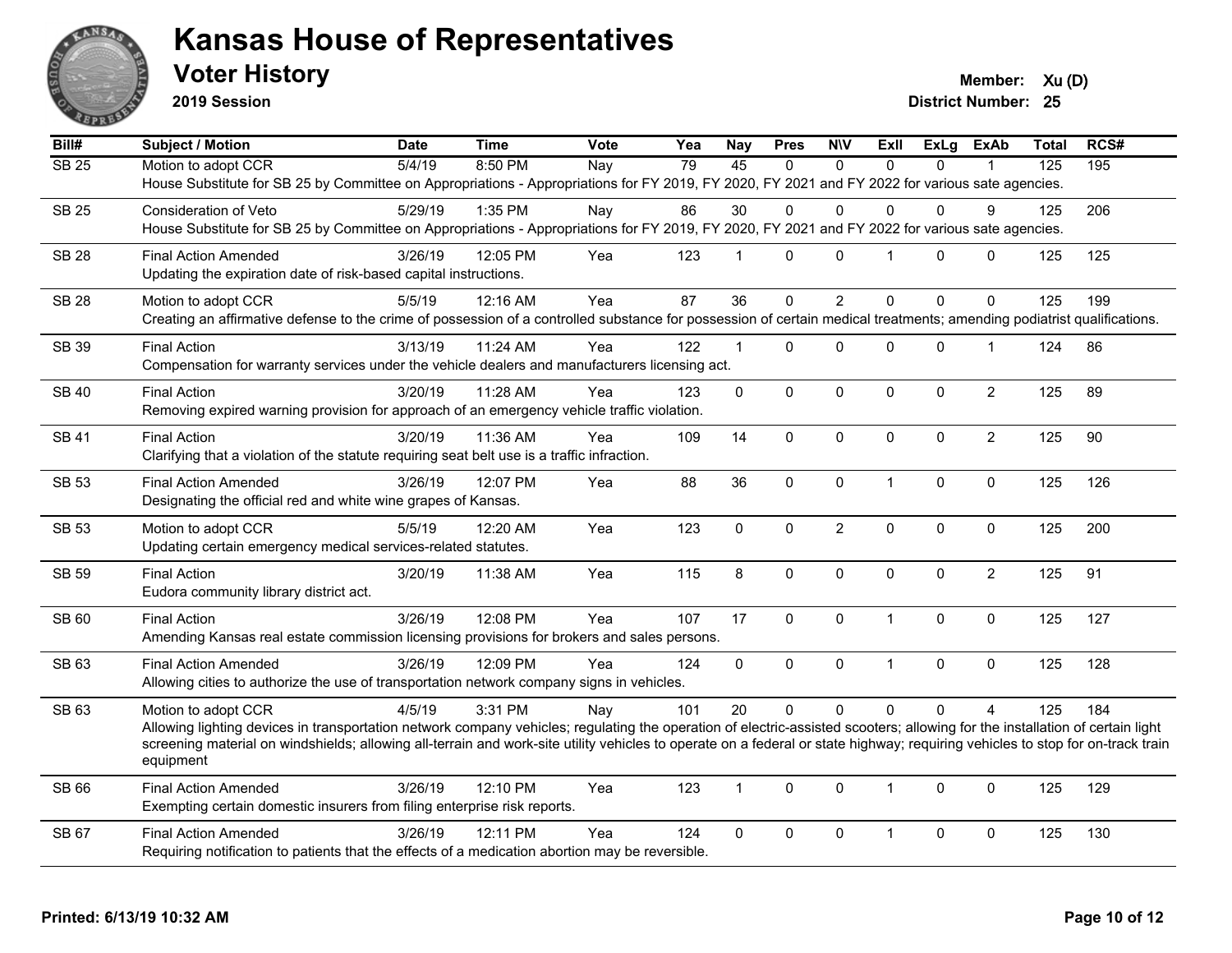# Kansas House of Representatives

## Voter History

**2019 Session**

**Member:** Xu (D)
**District Number:** 25

| Bill# | Subject / Motion | Date | Time | Vote | Yea | Nay | Pres | N\V | ExIl | ExLg | ExAb | Total | RCS# |
|---|---|---|---|---|---|---|---|---|---|---|---|---|---|
| SB 25 | Motion to adopt CCR | 5/4/19 | 8:50 PM | Nay | 79 | 45 | 0 | 0 | 0 | 0 | 1 | 125 | 195 |
| | House Substitute for SB 25 by Committee on Appropriations - Appropriations for FY 2019, FY 2020, FY 2021 and FY 2022 for various sate agencies. | | | | | | | | | | | | |
| SB 25 | Consideration of Veto | 5/29/19 | 1:35 PM | Nay | 86 | 30 | 0 | 0 | 0 | 0 | 9 | 125 | 206 |
| | House Substitute for SB 25 by Committee on Appropriations - Appropriations for FY 2019, FY 2020, FY 2021 and FY 2022 for various sate agencies. | | | | | | | | | | | | |
| SB 28 | Final Action Amended | 3/26/19 | 12:05 PM | Yea | 123 | 1 | 0 | 0 | 1 | 0 | 0 | 125 | 125 |
| | Updating the expiration date of risk-based capital instructions. | | | | | | | | | | | | |
| SB 28 | Motion to adopt CCR | 5/5/19 | 12:16 AM | Yea | 87 | 36 | 0 | 2 | 0 | 0 | 0 | 125 | 199 |
| | Creating an affirmative defense to the crime of possession of a controlled substance for possession of certain medical treatments; amending podiatrist qualifications. | | | | | | | | | | | | |
| SB 39 | Final Action | 3/13/19 | 11:24 AM | Yea | 122 | 1 | 0 | 0 | 0 | 0 | 1 | 124 | 86 |
| | Compensation for warranty services under the vehicle dealers and manufacturers licensing act. | | | | | | | | | | | | |
| SB 40 | Final Action | 3/20/19 | 11:28 AM | Yea | 123 | 0 | 0 | 0 | 0 | 0 | 2 | 125 | 89 |
| | Removing expired warning provision for approach of an emergency vehicle traffic violation. | | | | | | | | | | | | |
| SB 41 | Final Action | 3/20/19 | 11:36 AM | Yea | 109 | 14 | 0 | 0 | 0 | 0 | 2 | 125 | 90 |
| | Clarifying that a violation of the statute requiring seat belt use is a traffic infraction. | | | | | | | | | | | | |
| SB 53 | Final Action Amended | 3/26/19 | 12:07 PM | Yea | 88 | 36 | 0 | 0 | 1 | 0 | 0 | 125 | 126 |
| | Designating the official red and white wine grapes of Kansas. | | | | | | | | | | | | |
| SB 53 | Motion to adopt CCR | 5/5/19 | 12:20 AM | Yea | 123 | 0 | 0 | 2 | 0 | 0 | 0 | 125 | 200 |
| | Updating certain emergency medical services-related statutes. | | | | | | | | | | | | |
| SB 59 | Final Action | 3/20/19 | 11:38 AM | Yea | 115 | 8 | 0 | 0 | 0 | 0 | 2 | 125 | 91 |
| | Eudora community library district act. | | | | | | | | | | | | |
| SB 60 | Final Action | 3/26/19 | 12:08 PM | Yea | 107 | 17 | 0 | 0 | 1 | 0 | 0 | 125 | 127 |
| | Amending Kansas real estate commission licensing provisions for brokers and sales persons. | | | | | | | | | | | | |
| SB 63 | Final Action Amended | 3/26/19 | 12:09 PM | Yea | 124 | 0 | 0 | 0 | 1 | 0 | 0 | 125 | 128 |
| | Allowing cities to authorize the use of transportation network company signs in vehicles. | | | | | | | | | | | | |
| SB 63 | Motion to adopt CCR | 4/5/19 | 3:31 PM | Nay | 101 | 20 | 0 | 0 | 0 | 0 | 4 | 125 | 184 |
| | Allowing lighting devices in transportation network company vehicles; regulating the operation of electric-assisted scooters; allowing for the installation of certain light screening material on windshields; allowing all-terrain and work-site utility vehicles to operate on a federal or state highway; requiring vehicles to stop for on-track train equipment | | | | | | | | | | | | |
| SB 66 | Final Action Amended | 3/26/19 | 12:10 PM | Yea | 123 | 1 | 0 | 0 | 1 | 0 | 0 | 125 | 129 |
| | Exempting certain domestic insurers from filing enterprise risk reports. | | | | | | | | | | | | |
| SB 67 | Final Action Amended | 3/26/19 | 12:11 PM | Yea | 124 | 0 | 0 | 0 | 1 | 0 | 0 | 125 | 130 |
| | Requiring notification to patients that the effects of a medication abortion may be reversible. | | | | | | | | | | | | |

**Printed: 6/13/19 10:32 AM**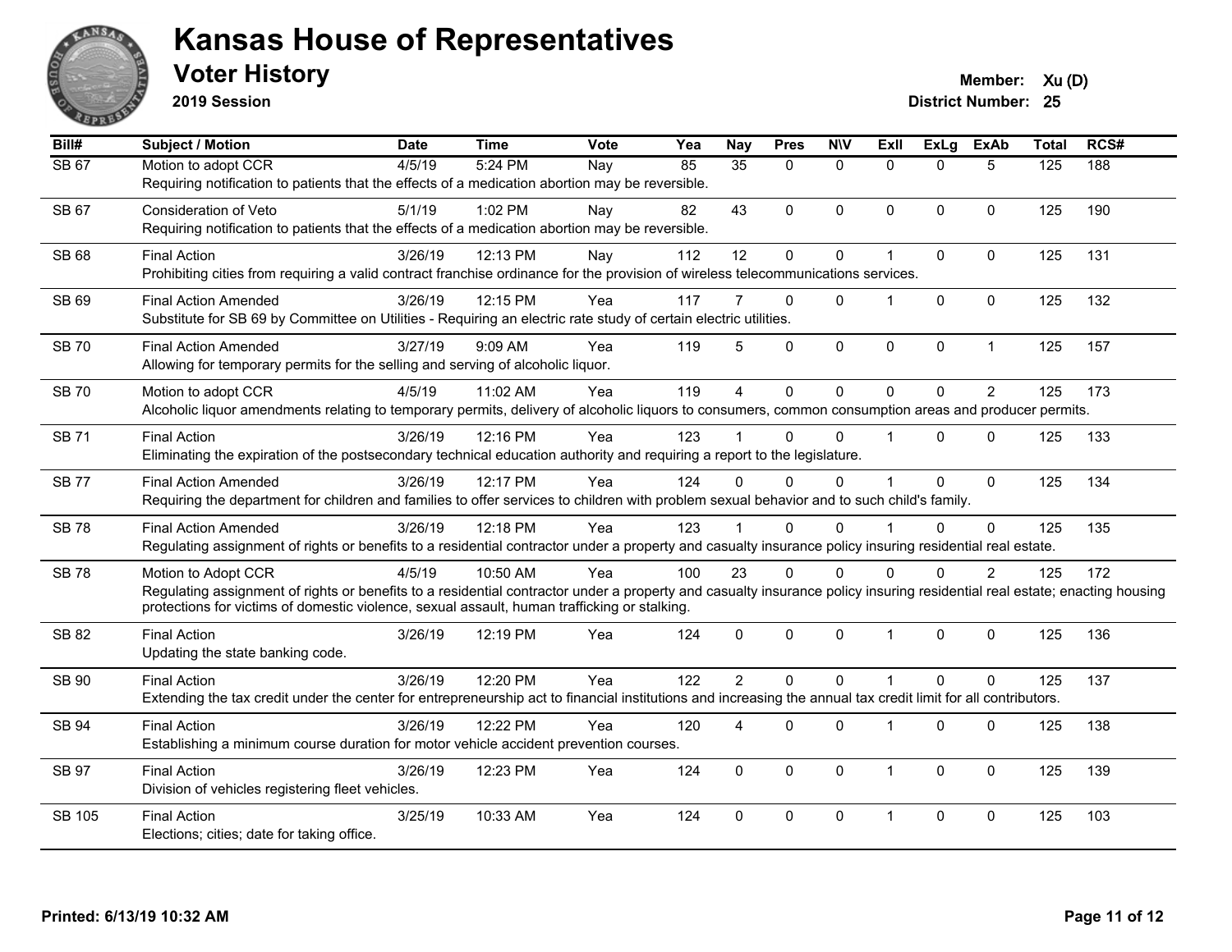# Kansas House of Representatives

## Voter History

**2019 Session**

**Member:** Xu (D)
**District Number:** 25

| Bill# | Subject / Motion | Date | Time | Vote | Yea | Nay | Pres | N\V | ExII | ExLg | ExAb | Total | RCS# |
|---|---|---|---|---|---|---|---|---|---|---|---|---|---|
| SB 67 | Motion to adopt CCR | 4/5/19 | 5:24 PM | Nay | 85 | 35 | 0 | 0 | 0 | 0 | 5 | 125 | 188 |
| | Requiring notification to patients that the effects of a medication abortion may be reversible. | | | | | | | | | | | | |
| SB 67 | Consideration of Veto | 5/1/19 | 1:02 PM | Nay | 82 | 43 | 0 | 0 | 0 | 0 | 0 | 125 | 190 |
| | Requiring notification to patients that the effects of a medication abortion may be reversible. | | | | | | | | | | | | |
| SB 68 | Final Action | 3/26/19 | 12:13 PM | Nay | 112 | 12 | 0 | 0 | 1 | 0 | 0 | 125 | 131 |
| | Prohibiting cities from requiring a valid contract franchise ordinance for the provision of wireless telecommunications services. | | | | | | | | | | | | |
| SB 69 | Final Action Amended | 3/26/19 | 12:15 PM | Yea | 117 | 7 | 0 | 0 | 1 | 0 | 0 | 125 | 132 |
| | Substitute for SB 69 by Committee on Utilities - Requiring an electric rate study of certain electric utilities. | | | | | | | | | | | | |
| SB 70 | Final Action Amended | 3/27/19 | 9:09 AM | Yea | 119 | 5 | 0 | 0 | 0 | 0 | 1 | 125 | 157 |
| | Allowing for temporary permits for the selling and serving of alcoholic liquor. | | | | | | | | | | | | |
| SB 70 | Motion to adopt CCR | 4/5/19 | 11:02 AM | Yea | 119 | 4 | 0 | 0 | 0 | 0 | 2 | 125 | 173 |
| | Alcoholic liquor amendments relating to temporary permits, delivery of alcoholic liquors to consumers, common consumption areas and producer permits. | | | | | | | | | | | | |
| SB 71 | Final Action | 3/26/19 | 12:16 PM | Yea | 123 | 1 | 0 | 0 | 1 | 0 | 0 | 125 | 133 |
| | Eliminating the expiration of the postsecondary technical education authority and requiring a report to the legislature. | | | | | | | | | | | | |
| SB 77 | Final Action Amended | 3/26/19 | 12:17 PM | Yea | 124 | 0 | 0 | 0 | 1 | 0 | 0 | 125 | 134 |
| | Requiring the department for children and families to offer services to children with problem sexual behavior and to such child's family. | | | | | | | | | | | | |
| SB 78 | Final Action Amended | 3/26/19 | 12:18 PM | Yea | 123 | 1 | 0 | 0 | 1 | 0 | 0 | 125 | 135 |
| | Regulating assignment of rights or benefits to a residential contractor under a property and casualty insurance policy insuring residential real estate. | | | | | | | | | | | | |
| SB 78 | Motion to Adopt CCR | 4/5/19 | 10:50 AM | Yea | 100 | 23 | 0 | 0 | 0 | 0 | 2 | 125 | 172 |
| | Regulating assignment of rights or benefits to a residential contractor under a property and casualty insurance policy insuring residential real estate; enacting housing protections for victims of domestic violence, sexual assault, human trafficking or stalking. | | | | | | | | | | | | |
| SB 82 | Final Action | 3/26/19 | 12:19 PM | Yea | 124 | 0 | 0 | 0 | 1 | 0 | 0 | 125 | 136 |
| | Updating the state banking code. | | | | | | | | | | | | |
| SB 90 | Final Action | 3/26/19 | 12:20 PM | Yea | 122 | 2 | 0 | 0 | 1 | 0 | 0 | 125 | 137 |
| | Extending the tax credit under the center for entrepreneurship act to financial institutions and increasing the annual tax credit limit for all contributors. | | | | | | | | | | | | |
| SB 94 | Final Action | 3/26/19 | 12:22 PM | Yea | 120 | 4 | 0 | 0 | 1 | 0 | 0 | 125 | 138 |
| | Establishing a minimum course duration for motor vehicle accident prevention courses. | | | | | | | | | | | | |
| SB 97 | Final Action | 3/26/19 | 12:23 PM | Yea | 124 | 0 | 0 | 0 | 1 | 0 | 0 | 125 | 139 |
| | Division of vehicles registering fleet vehicles. | | | | | | | | | | | | |
| SB 105 | Final Action | 3/25/19 | 10:33 AM | Yea | 124 | 0 | 0 | 0 | 1 | 0 | 0 | 125 | 103 |
| | Elections; cities; date for taking office. | | | | | | | | | | | | |

**Printed: 6/13/19 10:32 AM**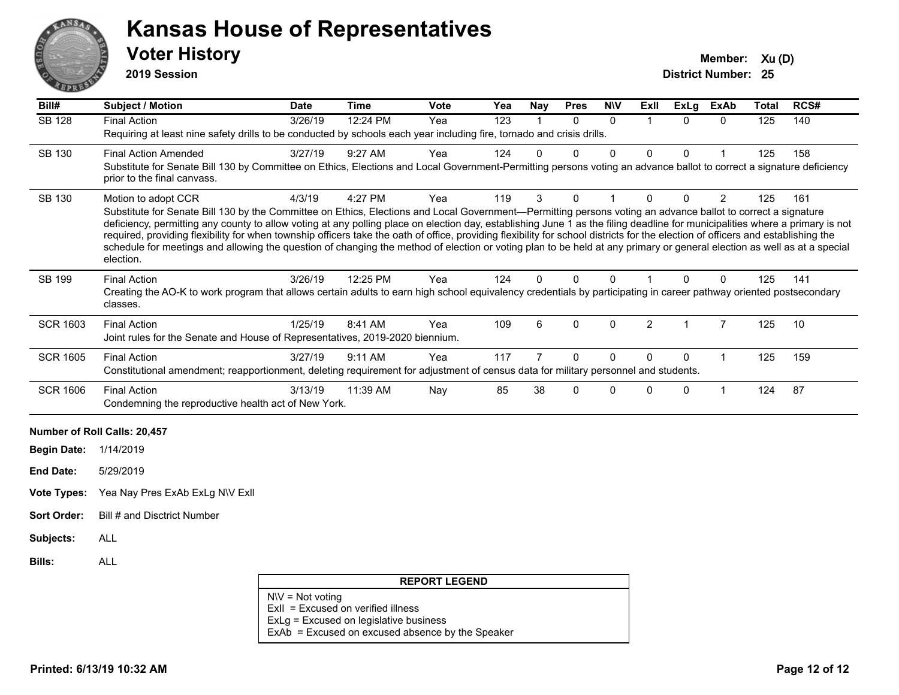# Kansas House of Representatives

## Voter History

**2019 Session**

**Member:** Xu (D)
**District Number:** 25

| Bill# | Subject / Motion | Date | Time | Vote | Yea | Nay | Pres | N\V | ExII | ExLg | ExAb | Total | RCS# |
|---|---|---|---|---|---|---|---|---|---|---|---|---|---|
| SB 128 | Final Action | 3/26/19 | 12:24 PM | Yea | 123 | 1 | 0 | 0 | 1 | 0 | 0 | 125 | 140 |
| | Requiring at least nine safety drills to be conducted by schools each year including fire, tornado and crisis drills. | | | | | | | | | | | | |
| SB 130 | Final Action Amended | 3/27/19 | 9:27 AM | Yea | 124 | 0 | 0 | 0 | 0 | 0 | 1 | 125 | 158 |
| | Substitute for Senate Bill 130 by Committee on Ethics, Elections and Local Government-Permitting persons voting an advance ballot to correct a signature deficiency prior to the final canvass. | | | | | | | | | | | | |
| SB 130 | Motion to adopt CCR | 4/3/19 | 4:27 PM | Yea | 119 | 3 | 0 | 1 | 0 | 0 | 2 | 125 | 161 |
| | Substitute for Senate Bill 130 by the Committee on Ethics, Elections and Local Government—Permitting persons voting an advance ballot to correct a signature deficiency, permitting any county to allow voting at any polling place on election day, establishing June 1 as the filing deadline for municipalities where a primary is not required, providing flexibility for when township officers take the oath of office, providing flexibility for school districts for the election of officers and establishing the schedule for meetings and allowing the question of changing the method of election or voting plan to be held at any primary or general election as well as at a special election. | | | | | | | | | | | | |
| SB 199 | Final Action | 3/26/19 | 12:25 PM | Yea | 124 | 0 | 0 | 0 | 1 | 0 | 0 | 125 | 141 |
| | Creating the AO-K to work program that allows certain adults to earn high school equivalency credentials by participating in career pathway oriented postsecondary classes. | | | | | | | | | | | | |
| SCR 1603 | Final Action | 1/25/19 | 8:41 AM | Yea | 109 | 6 | 0 | 0 | 2 | 1 | 7 | 125 | 10 |
| | Joint rules for the Senate and House of Representatives, 2019-2020 biennium. | | | | | | | | | | | | |
| SCR 1605 | Final Action | 3/27/19 | 9:11 AM | Yea | 117 | 7 | 0 | 0 | 0 | 0 | 1 | 125 | 159 |
| | Constitutional amendment; reapportionment, deleting requirement for adjustment of census data for military personnel and students. | | | | | | | | | | | | |
| SCR 1606 | Final Action | 3/13/19 | 11:39 AM | Nay | 85 | 38 | 0 | 0 | 0 | 0 | 1 | 124 | 87 |
| | Condemning the reproductive health act of New York. | | | | | | | | | | | | |

**Number of Roll Calls: 20,457**

**Begin Date:** 1/14/2019

**End Date:** 5/29/2019

**Vote Types:** Yea Nay Pres ExAb ExLg N\V ExII

**Sort Order:** Bill # and Disctrict Number

**Subjects:** ALL

**Bills:** ALL

**REPORT LEGEND**

N\V = Not voting
ExII = Excused on verified illness
ExLg = Excused on legislative business
ExAb = Excused on excused absence by the Speaker

**Printed: 6/13/19 10:32 AM**